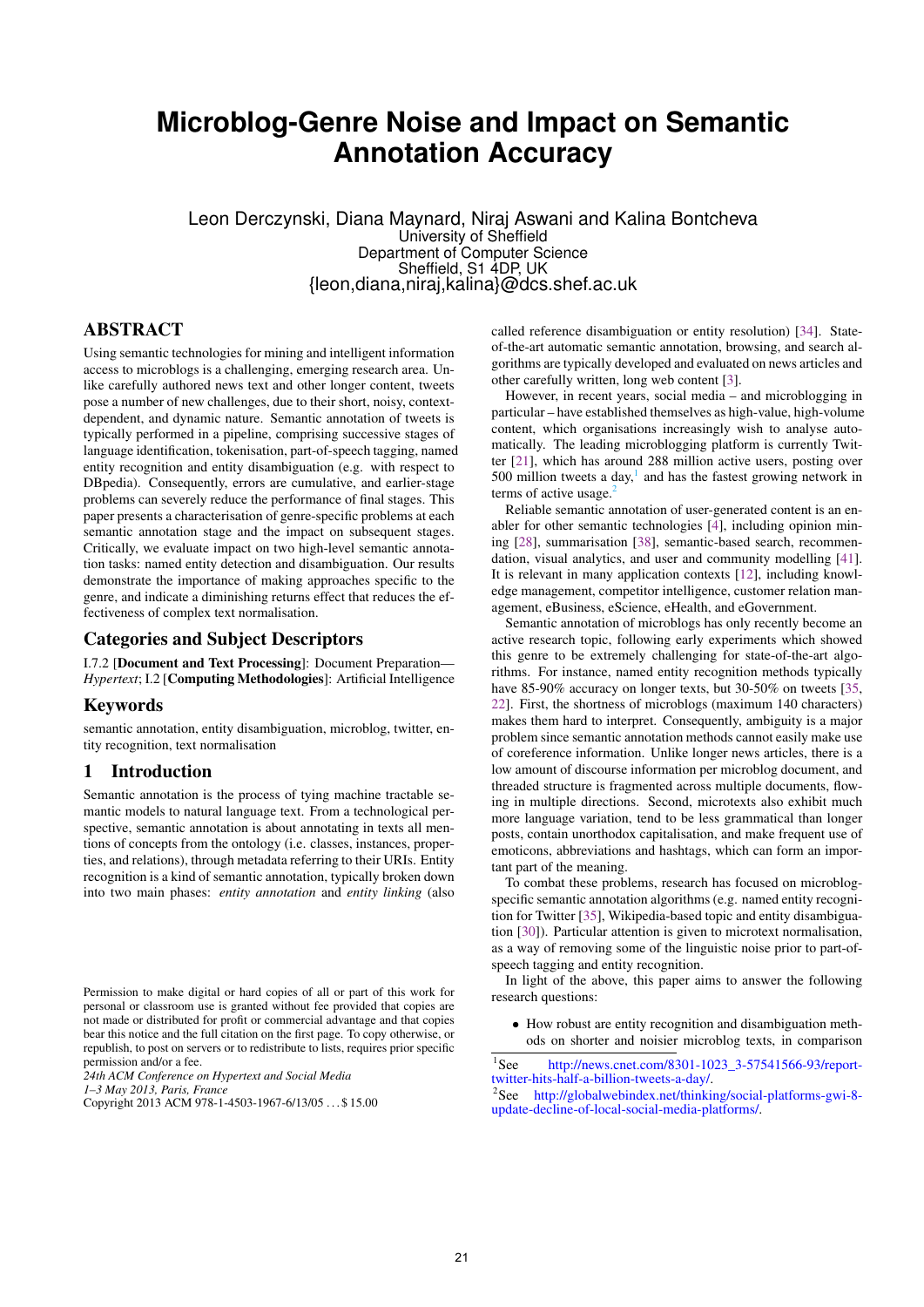# Microblog-Genre Noise and Impact on Semantic Annotation Accuracy

Leon Derczynski, Diana Maynard, Niraj Aswani and Kalina Bontcheva
University of Sheffield
Department of Computer Science
Sheffield, S1 4DP, UK
{leon,diana,niraj,kalina}@dcs.shef.ac.uk

## ABSTRACT

Using semantic technologies for mining and intelligent information access to microblogs is a challenging, emerging research area. Unlike carefully authored news text and other longer content, tweets pose a number of new challenges, due to their short, noisy, context-dependent, and dynamic nature. Semantic annotation of tweets is typically performed in a pipeline, comprising successive stages of language identification, tokenisation, part-of-speech tagging, named entity recognition and entity disambiguation (e.g. with respect to DBpedia). Consequently, errors are cumulative, and earlier-stage problems can severely reduce the performance of final stages. This paper presents a characterisation of genre-specific problems at each semantic annotation stage and the impact on subsequent stages. Critically, we evaluate impact on two high-level semantic annotation tasks: named entity detection and disambiguation. Our results demonstrate the importance of making approaches specific to the genre, and indicate a diminishing returns effect that reduces the effectiveness of complex text normalisation.

## Categories and Subject Descriptors

I.7.2 [**Document and Text Processing**]: Document Preparation—*Hypertext*; I.2 [**Computing Methodologies**]: Artificial Intelligence

## Keywords

semantic annotation, entity disambiguation, microblog, twitter, entity recognition, text normalisation

## 1 Introduction

Semantic annotation is the process of tying machine tractable semantic models to natural language text. From a technological perspective, semantic annotation is about annotating in texts all mentions of concepts from the ontology (i.e. classes, instances, properties, and relations), through metadata referring to their URIs. Entity recognition is a kind of semantic annotation, typically broken down into two main phases: *entity annotation* and *entity linking* (also called reference disambiguation or entity resolution) [34]. State-of-the-art automatic semantic annotation, browsing, and search algorithms are typically developed and evaluated on news articles and other carefully written, long web content [3].

However, in recent years, social media – and microblogging in particular – have established themselves as high-value, high-volume content, which organisations increasingly wish to analyse automatically. The leading microblogging platform is currently Twitter [21], which has around 288 million active users, posting over 500 million tweets a day,[1] and has the fastest growing network in terms of active usage.[2]

Reliable semantic annotation of user-generated content is an enabler for other semantic technologies [4], including opinion mining [28], summarisation [38], semantic-based search, recommendation, visual analytics, and user and community modelling [41]. It is relevant in many application contexts [12], including knowledge management, competitor intelligence, customer relation management, eBusiness, eScience, eHealth, and eGovernment.

Semantic annotation of microblogs has only recently become an active research topic, following early experiments which showed this genre to be extremely challenging for state-of-the-art algorithms. For instance, named entity recognition methods typically have 85-90% accuracy on longer texts, but 30-50% on tweets [35, 22]. First, the shortness of microblogs (maximum 140 characters) makes them hard to interpret. Consequently, ambiguity is a major problem since semantic annotation methods cannot easily make use of coreference information. Unlike longer news articles, there is a low amount of discourse information per microblog document, and threaded structure is fragmented across multiple documents, flowing in multiple directions. Second, microtexts also exhibit much more language variation, tend to be less grammatical than longer posts, contain unorthodox capitalisation, and make frequent use of emoticons, abbreviations and hashtags, which can form an important part of the meaning.

To combat these problems, research has focused on microblog-specific semantic annotation algorithms (e.g. named entity recognition for Twitter [35], Wikipedia-based topic and entity disambiguation [30]). Particular attention is given to microtext normalisation, as a way of removing some of the linguistic noise prior to part-of-speech tagging and entity recognition.

In light of the above, this paper aims to answer the following research questions:

- How robust are entity recognition and disambiguation methods on shorter and noisier microblog texts, in comparison

[1] See http://news.cnet.com/8301-1023_3-57541566-93/report-twitter-hits-half-a-billion-tweets-a-day/.

[2] See http://globalwebindex.net/thinking/social-platforms-gwi-8-update-decline-of-local-social-media-platforms/.

Permission to make digital or hard copies of all or part of this work for personal or classroom use is granted without fee provided that copies are not made or distributed for profit or commercial advantage and that copies bear this notice and the full citation on the first page. To copy otherwise, or republish, to post on servers or to redistribute to lists, requires prior specific permission and/or a fee.
*24th ACM Conference on Hypertext and Social Media*
*1–3 May 2013, Paris, France*
Copyright 2013 ACM 978-1-4503-1967-6/13/05 ...$15.00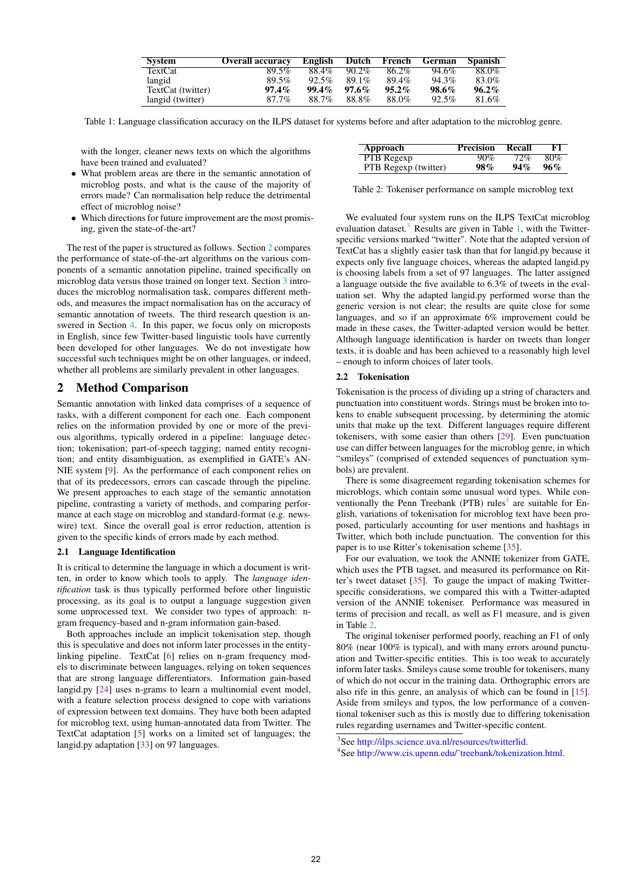| System | Overall accuracy | English | Dutch | French | German | Spanish |
|---|---|---|---|---|---|---|
| TextCat | 89.5% | 88.4% | 90.2% | 86.2% | 94.6% | 88.0% |
| langid | 89.5% | 92.5% | 89.1% | 89.4% | 94.3% | 83.0% |
| TextCat (twitter) | **97.4%** | **99.4%** | **97.6%** | **95.2%** | **98.6%** | **96.2%** |
| langid (twitter) | 87.7% | 88.7% | 88.8% | 88.0% | 92.5% | 81.6% |

Table 1: Language classification accuracy on the ILPS dataset for systems before and after adaptation to the microblog genre.

with the longer, cleaner news texts on which the algorithms have been trained and evaluated?

- What problem areas are there in the semantic annotation of microblog posts, and what is the cause of the majority of errors made? Can normalisation help reduce the detrimental effect of microblog noise?
- Which directions for future improvement are the most promising, given the state-of-the-art?

The rest of the paper is structured as follows. Section 2 compares the performance of state-of-the-art algorithms on the various components of a semantic annotation pipeline, trained specifically on microblog data versus those trained on longer text. Section 3 introduces the microblog normalisation task, compares different methods, and measures the impact normalisation has on the accuracy of semantic annotation of tweets. The third research question is answered in Section 4. In this paper, we focus only on microposts in English, since few Twitter-based linguistic tools have currently been developed for other languages. We do not investigate how successful such techniques might be on other languages, or indeed, whether all problems are similarly prevalent in other languages.

## 2 Method Comparison

Semantic annotation with linked data comprises of a sequence of tasks, with a different component for each one. Each component relies on the information provided by one or more of the previous algorithms, typically ordered in a pipeline: language detection; tokenisation; part-of-speech tagging; named entity recognition; and entity disambiguation, as exemplified in GATE's ANNIE system [9]. As the performance of each component relies on that of its predecessors, errors can cascade through the pipeline. We present approaches to each stage of the semantic annotation pipeline, contrasting a variety of methods, and comparing performance at each stage on microblog and standard-format (e.g. newswire) text. Since the overall goal is error reduction, attention is given to the specific kinds of errors made by each method.

### 2.1 Language Identification

It is critical to determine the language in which a document is written, in order to know which tools to apply. The *language identification* task is thus typically performed before other linguistic processing, as its goal is to output a language suggestion given some unprocessed text. We consider two types of approach: n-gram frequency-based and n-gram information gain-based.

Both approaches include an implicit tokenisation step, though this is speculative and does not inform later processes in the entity-linking pipeline. TextCat [6] relies on n-gram frequency models to discriminate between languages, relying on token sequences that are strong language differentiators. Information gain-based langid.py [24] uses n-grams to learn a multinomial event model, with a feature selection process designed to cope with variations of expression between text domains. They have both been adapted for microblog text, using human-annotated data from Twitter. The TextCat adaptation [5] works on a limited set of languages; the langid.py adaptation [33] on 97 languages.

| Approach | Precision | Recall | F1 |
|---|---|---|---|
| PTB Regexp | 90% | 72% | 80% |
| PTB Regexp (twitter) | **98%** | **94%** | **96%** |

Table 2: Tokeniser performance on sample microblog text

We evaluated four system runs on the ILPS TextCat microblog evaluation dataset.[3] Results are given in Table 1, with the Twitter-specific versions marked "twitter". Note that the adapted version of TextCat has a slightly easier task than that for langid.py because it expects only five language choices, whereas the adapted langid.py is choosing labels from a set of 97 languages. The latter assigned a language outside the five available to 6.3% of tweets in the evaluation set. Why the adapted langid.py performed worse than the generic version is not clear; the results are quite close for some languages, and so if an approximate 6% improvement could be made in these cases, the Twitter-adapted version would be better. Although language identification is harder on tweets than longer texts, it is doable and has been achieved to a reasonably high level – enough to inform choices of later tools.

### 2.2 Tokenisation

Tokenisation is the process of dividing up a string of characters and punctuation into constituent words. Strings must be broken into tokens to enable subsequent processing, by determining the atomic units that make up the text. Different languages require different tokenisers, with some easier than others [29]. Even punctuation use can differ between languages for the microblog genre, in which "smileys" (comprised of extended sequences of punctuation symbols) are prevalent.

There is some disagreement regarding tokenisation schemes for microblogs, which contain some unusual word types. While conventionally the Penn Treebank (PTB) rules[4] are suitable for English, variations of tokenisation for microblog text have been proposed, particularly accounting for user mentions and hashtags in Twitter, which both include punctuation. The convention for this paper is to use Ritter's tokenisation scheme [35].

For our evaluation, we took the ANNIE tokenizer from GATE, which uses the PTB tagset, and measured its performance on Ritter's tweet dataset [35]. To gauge the impact of making Twitter-specific considerations, we compared this with a Twitter-adapted version of the ANNIE tokeniser. Performance was measured in terms of precision and recall, as well as F1 measure, and is given in Table 2.

The original tokeniser performed poorly, reaching an F1 of only 80% (near 100% is typical), and with many errors around punctuation and Twitter-specific entities. This is too weak to accurately inform later tasks. Smileys cause some trouble for tokenisers, many of which do not occur in the training data. Orthographic errors are also rife in this genre, an analysis of which can be found in [15]. Aside from smileys and typos, the low performance of a conventional tokeniser such as this is mostly due to differing tokenisation rules regarding usernames and Twitter-specific content.

[3] See http://ilps.science.uva.nl/resources/twitterlid.

[4] See http://www.cis.upenn.edu/~treebank/tokenization.html.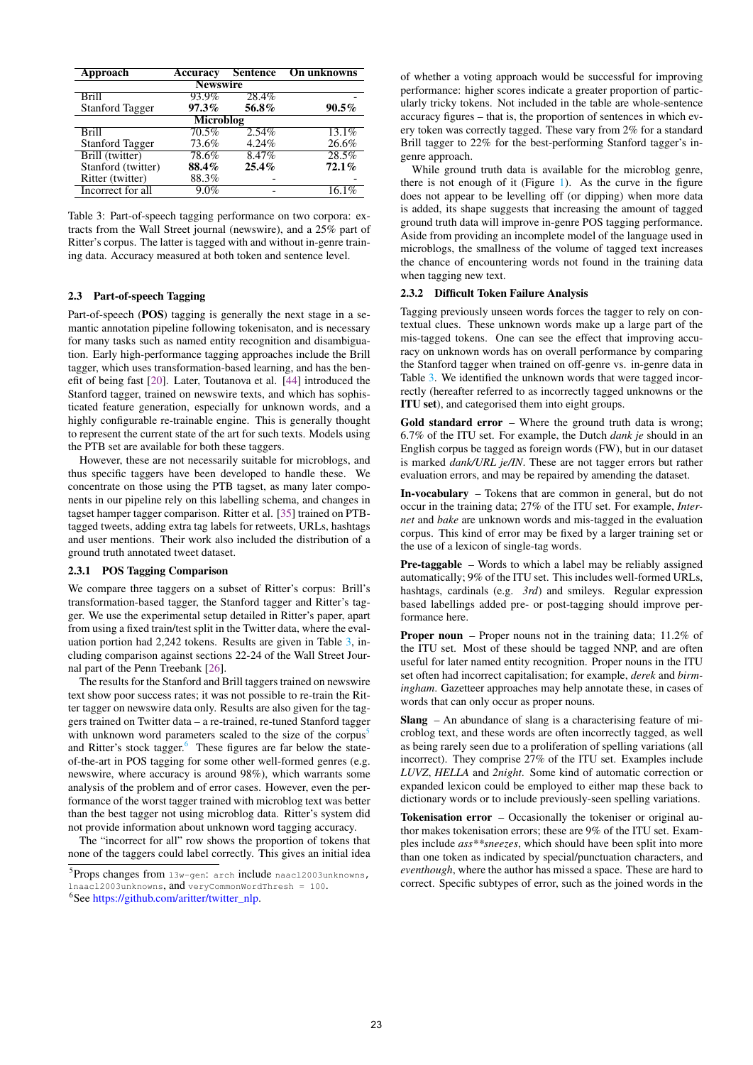| Approach | Accuracy | Sentence | On unknowns |
|---|---|---|---|
| **Newswire** | | | |
| Brill | 93.9% | 28.4% | - |
| Stanford Tagger | **97.3%** | **56.8%** | **90.5%** |
| **Microblog** | | | |
| Brill | 70.5% | 2.54% | 13.1% |
| Stanford Tagger | 73.6% | 4.24% | 26.6% |
| Brill (twitter) | 78.6% | 8.47% | 28.5% |
| Stanford (twitter) | **88.4%** | **25.4%** | **72.1%** |
| Ritter (twitter) | 88.3% | - | - |
| Incorrect for all | 9.0% | - | 16.1% |

Table 3: Part-of-speech tagging performance on two corpora: extracts from the Wall Street journal (newswire), and a 25% part of Ritter's corpus. The latter is tagged with and without in-genre training data. Accuracy measured at both token and sentence level.

### 2.3 Part-of-speech Tagging

Part-of-speech (**POS**) tagging is generally the next stage in a semantic annotation pipeline following tokenisaton, and is necessary for many tasks such as named entity recognition and disambiguation. Early high-performance tagging approaches include the Brill tagger, which uses transformation-based learning, and has the benefit of being fast [20]. Later, Toutanova et al. [44] introduced the Stanford tagger, trained on newswire texts, and which has sophisticated feature generation, especially for unknown words, and a highly configurable re-trainable engine. This is generally thought to represent the current state of the art for such texts. Models using the PTB set are available for both these taggers.

However, these are not necessarily suitable for microblogs, and thus specific taggers have been developed to handle these. We concentrate on those using the PTB tagset, as many later components in our pipeline rely on this labelling schema, and changes in tagset hamper tagger comparison. Ritter et al. [35] trained on PTB-tagged tweets, adding extra tag labels for retweets, URLs, hashtags and user mentions. Their work also included the distribution of a ground truth annotated tweet dataset.

#### 2.3.1 POS Tagging Comparison

We compare three taggers on a subset of Ritter's corpus: Brill's transformation-based tagger, the Stanford tagger and Ritter's tagger. We use the experimental setup detailed in Ritter's paper, apart from using a fixed train/test split in the Twitter data, where the evaluation portion had 2,242 tokens. Results are given in Table 3, including comparison against sections 22-24 of the Wall Street Journal part of the Penn Treebank [26].

The results for the Stanford and Brill taggers trained on newswire text show poor success rates; it was not possible to re-train the Ritter tagger on newswire data only. Results are also given for the taggers trained on Twitter data – a re-trained, re-tuned Stanford tagger with unknown word parameters scaled to the size of the corpus[5] and Ritter's stock tagger.[6] These figures are far below the state-of-the-art in POS tagging for some other well-formed genres (e.g. newswire, where accuracy is around 98%), which warrants some analysis of the problem and of error cases. However, even the performance of the worst tagger trained with microblog text was better than the best tagger not using microblog data. Ritter's system did not provide information about unknown word tagging accuracy.

The "incorrect for all" row shows the proportion of tokens that none of the taggers could label correctly. This gives an initial idea of whether a voting approach would be successful for improving performance: higher scores indicate a greater proportion of particularly tricky tokens. Not included in the table are whole-sentence accuracy figures – that is, the proportion of sentences in which every token was correctly tagged. These vary from 2% for a standard Brill tagger to 22% for the best-performing Stanford tagger's in-genre approach.

While ground truth data is available for the microblog genre, there is not enough of it (Figure 1). As the curve in the figure does not appear to be levelling off (or dipping) when more data is added, its shape suggests that increasing the amount of tagged ground truth data will improve in-genre POS tagging performance. Aside from providing an incomplete model of the language used in microblogs, the smallness of the volume of tagged text increases the chance of encountering words not found in the training data when tagging new text.

#### 2.3.2 Difficult Token Failure Analysis

Tagging previously unseen words forces the tagger to rely on contextual clues. These unknown words make up a large part of the mis-tagged tokens. One can see the effect that improving accuracy on unknown words has on overall performance by comparing the Stanford tagger when trained on off-genre vs. in-genre data in Table 3. We identified the unknown words that were tagged incorrectly (hereafter referred to as incorrectly tagged unknowns or the **ITU set**), and categorised them into eight groups.

**Gold standard error** – Where the ground truth data is wrong; 6.7% of the ITU set. For example, the Dutch *dank je* should in an English corpus be tagged as foreign words (FW), but in our dataset is marked *dank/URL je/IN*. These are not tagger errors but rather evaluation errors, and may be repaired by amending the dataset.

**In-vocabulary** – Tokens that are common in general, but do not occur in the training data; 27% of the ITU set. For example, *Internet* and *bake* are unknown words and mis-tagged in the evaluation corpus. This kind of error may be fixed by a larger training set or the use of a lexicon of single-tag words.

**Pre-taggable** – Words to which a label may be reliably assigned automatically; 9% of the ITU set. This includes well-formed URLs, hashtags, cardinals (e.g. *3rd*) and smileys. Regular expression based labellings added pre- or post-tagging should improve performance here.

**Proper noun** – Proper nouns not in the training data; 11.2% of the ITU set. Most of these should be tagged NNP, and are often useful for later named entity recognition. Proper nouns in the ITU set often had incorrect capitalisation; for example, *derek* and *birmingham*. Gazetteer approaches may help annotate these, in cases of words that can only occur as proper nouns.

**Slang** – An abundance of slang is a characterising feature of microblog text, and these words are often incorrectly tagged, as well as being rarely seen due to a proliferation of spelling variations (all incorrect). They comprise 27% of the ITU set. Examples include *LUVZ*, *HELLA* and *2night*. Some kind of automatic correction or expanded lexicon could be employed to either map these back to dictionary words or to include previously-seen spelling variations.

**Tokenisation error** – Occasionally the tokeniser or original author makes tokenisation errors; these are 9% of the ITU set. Examples include *ass**sneezes*, which should have been split into more than one token as indicated by special/punctuation characters, and *eventhough*, where the author has missed a space. These are hard to correct. Specific subtypes of error, such as the joined words in the

---

[5] Props changes from `l3w-gen`: `arch` include `naacl2003unknowns`, `lnaacl2003unknowns`, and `veryCommonWordThresh = 100`.

[6] See https://github.com/aritter/twitter_nlp.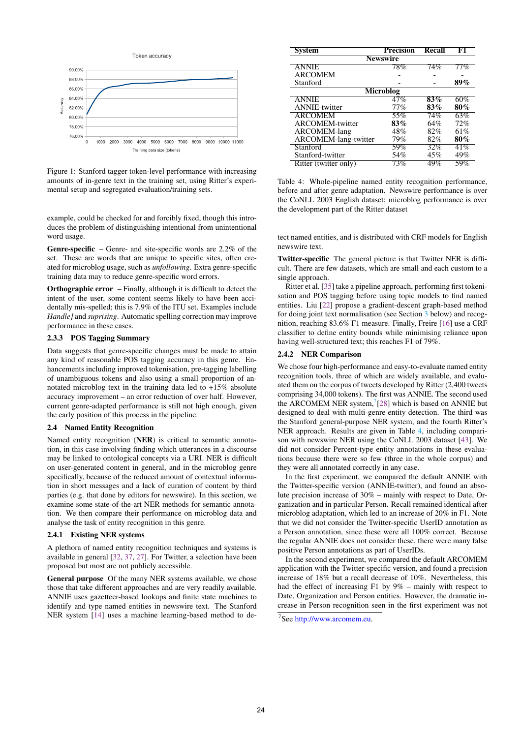Figure 1: Stanford tagger token-level performance with increasing amounts of in-genre text in the training set, using Ritter's experimental setup and segregated evaluation/training sets.

example, could be checked for and forcibly fixed, though this introduces the problem of distinguishing intentional from unintentional word usage.

**Genre-specific** – Genre- and site-specific words are 2.2% of the set. These are words that are unique to specific sites, often created for microblog usage, such as *unfollowing*. Extra genre-specific training data may to reduce genre-specific word errors.

**Orthographic error** – Finally, although it is difficult to detect the intent of the user, some content seems likely to have been accidentally mis-spelled; this is 7.9% of the ITU set. Examples include *Handle]* and *suprising*. Automatic spelling correction may improve performance in these cases.

#### 2.3.3 POS Tagging Summary

Data suggests that genre-specific changes must be made to attain any kind of reasonable POS tagging accuracy in this genre. Enhancements including improved tokenisation, pre-tagging labelling of unambiguous tokens and also using a small proportion of annotated microblog text in the training data led to +15% absolute accuracy improvement – an error reduction of over half. However, current genre-adapted performance is still not high enough, given the early position of this process in the pipeline.

### 2.4 Named Entity Recognition

Named entity recognition (**NER**) is critical to semantic annotation, in this case involving finding which utterances in a discourse may be linked to ontological concepts via a URI. NER is difficult on user-generated content in general, and in the microblog genre specifically, because of the reduced amount of contextual information in short messages and a lack of curation of content by third parties (e.g. that done by editors for newswire). In this section, we examine some state-of-the-art NER methods for semantic annotation. We then compare their performance on microblog data and analyse the task of entity recognition in this genre.

#### 2.4.1 Existing NER systems

A plethora of named entity recognition techniques and systems is available in general [32, 37, 27]. For Twitter, a selection have been proposed but most are not publicly accessible.

**General purpose** Of the many NER systems available, we chose those that take different approaches and are very readily available. ANNIE uses gazetteer-based lookups and finite state machines to identify and type named entities in newswire text. The Stanford NER system [14] uses a machine learning-based method to detect named entities, and is distributed with CRF models for English newswire text.

| System | Precision | Recall | F1 |
|---|---|---|---|
| **Newswire** | | | |
| ANNIE | 78% | 74% | 77% |
| ARCOMEM | - | - | - |
| Stanford | - | - | **89%** |
| **Microblog** | | | |
| ANNIE | 47% | **83%** | 60% |
| ANNIE-twitter | 77% | **83%** | **80%** |
| ARCOMEM | 55% | 74% | 63% |
| ARCOMEM-twitter | **83%** | 64% | 72% |
| ARCOMEM-lang | 48% | 82% | 61% |
| ARCOMEM-lang-twitter | 79% | 82% | **80%** |
| Stanford | 59% | 32% | 41% |
| Stanford-twitter | 54% | 45% | 49% |
| Ritter (twitter only) | 73% | 49% | 59% |

Table 4: Whole-pipeline named entity recognition performance, before and after genre adaptation. Newswire performance is over the CoNLL 2003 English dataset; microblog performance is over the development part of the Ritter dataset

**Twitter-specific** The general picture is that Twitter NER is difficult. There are few datasets, which are small and each custom to a single approach.

Ritter et al. [35] take a pipeline approach, performing first tokenisation and POS tagging before using topic models to find named entities. Liu [22] propose a gradient-descent graph-based method for doing joint text normalisation (see Section 3 below) and recognition, reaching 83.6% F1 measure. Finally, Freire [16] use a CRF classifier to define entity bounds while minimising reliance upon having well-structured text; this reaches F1 of 79%.

#### 2.4.2 NER Comparison

We chose four high-performance and easy-to-evaluate named entity recognition tools, three of which are widely available, and evaluated them on the corpus of tweets developed by Ritter (2,400 tweets comprising 34,000 tokens). The first was ANNIE. The second used the ARCOMEM NER system,[7][28] which is based on ANNIE but designed to deal with multi-genre entity detection. The third was the Stanford general-purpose NER system, and the fourth Ritter's NER approach. Results are given in Table 4, including comparison with newswire NER using the CoNLL 2003 dataset [43]. We did not consider Percent-type entity annotations in these evaluations because there were so few (three in the whole corpus) and they were all annotated correctly in any case.

In the first experiment, we compared the default ANNIE with the Twitter-specific version (ANNIE-twitter), and found an absolute precision increase of 30% – mainly with respect to Date, Organization and in particular Person. Recall remained identical after microblog adaptation, which led to an increase of 20% in F1. Note that we did not consider the Twitter-specific UserID annotation as a Person annotation, since these were all 100% correct. Because the regular ANNIE does not consider these, there were many false positive Person annotations as part of UserIDs.

In the second experiment, we compared the default ARCOMEM application with the Twitter-specific version, and found a precision increase of 18% but a recall decrease of 10%. Nevertheless, this had the effect of increasing F1 by 9% – mainly with respect to Date, Organization and Person entities. However, the dramatic increase in Person recognition seen in the first experiment was not

[7] See http://www.arcomem.eu.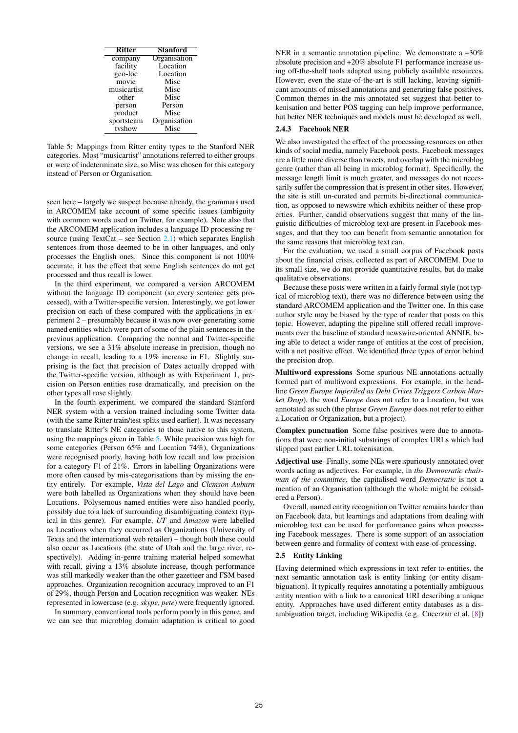| Ritter | Stanford |
|---|---|
| company | Organisation |
| facility | Location |
| geo-loc | Location |
| movie | Misc |
| musicartist | Misc |
| other | Misc |
| person | Person |
| product | Misc |
| sportsteam | Organisation |
| tvshow | Misc |

Table 5: Mappings from Ritter entity types to the Stanford NER categories. Most "musicartist" annotations referred to either groups or were of indeterminate size, so Misc was chosen for this category instead of Person or Organisation.

seen here – largely we suspect because already, the grammars used in ARCOMEM take account of some specific issues (ambiguity with common words used on Twitter, for example). Note also that the ARCOMEM application includes a language ID processing resource (using TextCat – see Section 2.1) which separates English sentences from those deemed to be in other languages, and only processes the English ones. Since this component is not 100% accurate, it has the effect that some English sentences do not get processed and thus recall is lower.

In the third experiment, we compared a version ARCOMEM without the language ID component (so every sentence gets processed), with a Twitter-specific version. Interestingly, we got lower precision on each of these compared with the applications in experiment 2 – presumably because it was now over-generating some named entities which were part of some of the plain sentences in the previous application. Comparing the normal and Twitter-specific versions, we see a 31% absolute increase in precision, though no change in recall, leading to a 19% increase in F1. Slightly surprising is the fact that precision of Dates actually dropped with the Twitter-specific version, although as with Experiment 1, precision on Person entities rose dramatically, and precision on the other types all rose slightly.

In the fourth experiment, we compared the standard Stanford NER system with a version trained including some Twitter data (with the same Ritter train/test splits used earlier). It was necessary to translate Ritter's NE categories to those native to this system, using the mappings given in Table 5. While precision was high for some categories (Person 65% and Location 74%), Organizations were recognised poorly, having both low recall and low precision for a category F1 of 21%. Errors in labelling Organizations were more often caused by mis-categorisations than by missing the entity entirely. For example, *Vista del Lago* and *Clemson Auburn* were both labelled as Organizations when they should have been Locations. Polysemous named entities were also handled poorly, possibly due to a lack of surrounding disambiguating context (typical in this genre). For example, *UT* and *Amazon* were labelled as Locations when they occurred as Organizations (University of Texas and the international web retailer) – though both these could also occur as Locations (the state of Utah and the large river, respectively). Adding in-genre training material helped somewhat with recall, giving a 13% absolute increase, though performance was still markedly weaker than the other gazetteer and FSM based approaches. Organization recognition accuracy improved to an F1 of 29%, though Person and Location recognition was weaker. NEs represented in lowercase (e.g. *skype*, *pete*) were frequently ignored.

In summary, conventional tools perform poorly in this genre, and we can see that microblog domain adaptation is critical to good NER in a semantic annotation pipeline. We demonstrate a +30% absolute precision and +20% absolute F1 performance increase using off-the-shelf tools adapted using publicly available resources. However, even the state-of-the-art is still lacking, leaving significant amounts of missed annotations and generating false positives. Common themes in the mis-annotated set suggest that better tokenisation and better POS tagging can help improve performance, but better NER techniques and models must be developed as well.

#### 2.4.3 Facebook NER

We also investigated the effect of the processing resources on other kinds of social media, namely Facebook posts. Facebook messages are a little more diverse than tweets, and overlap with the microblog genre (rather than all being in microblog format). Specifically, the message length limit is much greater, and messages do not necessarily suffer the compression that is present in other sites. However, the site is still un-curated and permits bi-directional communication, as opposed to newswire which exhibits neither of these properties. Further, candid observations suggest that many of the linguistic difficulties of microblog text are present in Facebook messages, and that they too can benefit from semantic annotation for the same reasons that microblog text can.

For the evaluation, we used a small corpus of Facebook posts about the financial crisis, collected as part of ARCOMEM. Due to its small size, we do not provide quantitative results, but do make qualitative observations.

Because these posts were written in a fairly formal style (not typical of microblog text), there was no difference between using the standard ARCOMEM application and the Twitter one. In this case author style may be biased by the type of reader that posts on this topic. However, adapting the pipeline still offered recall improvements over the baseline of standard newswire-oriented ANNIE, being able to detect a wider range of entities at the cost of precision, with a net positive effect. We identified three types of error behind the precision drop.

**Multiword expressions** Some spurious NE annotations actually formed part of multiword expressions. For example, in the headline *Green Europe Imperiled as Debt Crises Triggers Carbon Market Drop*), the word *Europe* does not refer to a Location, but was annotated as such (the phrase *Green Europe* does not refer to either a Location or Organization, but a project).

**Complex punctuation** Some false positives were due to annotations that were non-initial substrings of complex URLs which had slipped past earlier URL tokenisation.

**Adjectival use** Finally, some NEs were spuriously annotated over words acting as adjectives. For example, in *the Democratic chairman of the committee*, the capitalised word *Democratic* is not a mention of an Organisation (although the whole might be considered a Person).

Overall, named entity recognition on Twitter remains harder than on Facebook data, but learnings and adaptations from dealing with microblog text can be used for performance gains when processing Facebook messages. There is some support of an association between genre and formality of context with ease-of-processing.

### 2.5 Entity Linking

Having determined which expressions in text refer to entities, the next semantic annotation task is entity linking (or entity disambiguation). It typically requires annotating a potentially ambiguous entity mention with a link to a canonical URI describing a unique entity. Approaches have used different entity databases as a disambiguation target, including Wikipedia (e.g. Cucerzan et al. [8])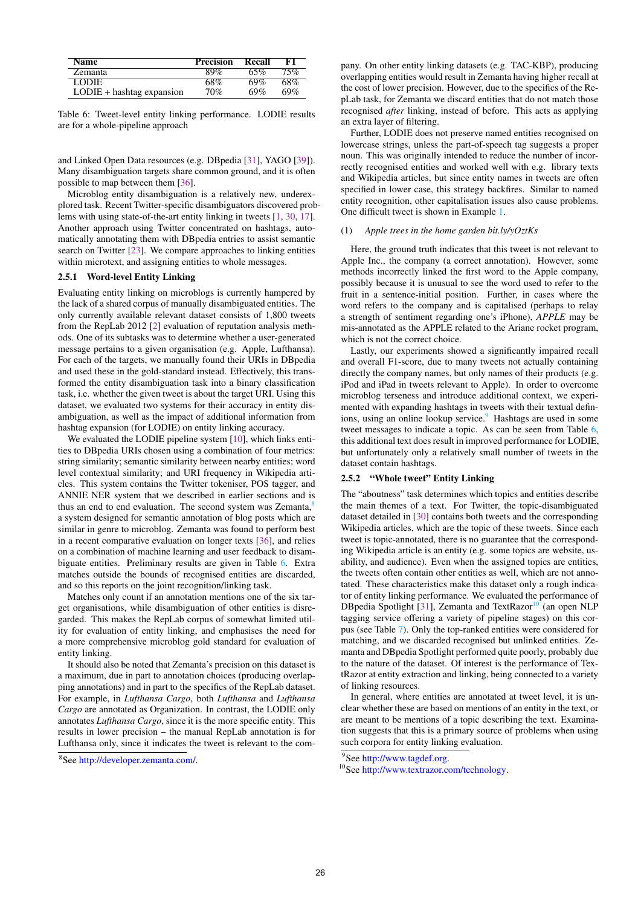| Name | Precision | Recall | F1 |
|---|---|---|---|
| Zemanta | 89% | 65% | 75% |
| LODIE | 68% | 69% | 68% |
| LODIE + hashtag expansion | 70% | 69% | 69% |

Table 6: Tweet-level entity linking performance. LODIE results are for a whole-pipeline approach

and Linked Open Data resources (e.g. DBpedia [31], YAGO [39]). Many disambiguation targets share common ground, and it is often possible to map between them [36].

Microblog entity disambiguation is a relatively new, underexplored task. Recent Twitter-specific disambiguators discovered problems with using state-of-the-art entity linking in tweets [1, 30, 17]. Another approach using Twitter concentrated on hashtags, automatically annotating them with DBpedia entries to assist semantic search on Twitter [23]. We compare approaches to linking entities within microtext, and assigning entities to whole messages.

### 2.5.1 Word-level Entity Linking

Evaluating entity linking on microblogs is currently hampered by the lack of a shared corpus of manually disambiguated entities. The only currently available relevant dataset consists of 1,800 tweets from the RepLab 2012 [2] evaluation of reputation analysis methods. One of its subtasks was to determine whether a user-generated message pertains to a given organisation (e.g. Apple, Lufthansa). For each of the targets, we manually found their URIs in DBpedia and used these in the gold-standard instead. Effectively, this transformed the entity disambiguation task into a binary classification task, i.e. whether the given tweet is about the target URI. Using this dataset, we evaluated two systems for their accuracy in entity disambiguation, as well as the impact of additional information from hashtag expansion (for LODIE) on entity linking accuracy.

We evaluated the LODIE pipeline system [10], which links entities to DBpedia URIs chosen using a combination of four metrics: string similarity; semantic similarity between nearby entities; word level contextual similarity; and URI frequency in Wikipedia articles. This system contains the Twitter tokeniser, POS tagger, and ANNIE NER system that we described in earlier sections and is thus an end to end evaluation. The second system was Zemanta,[8] a system designed for semantic annotation of blog posts which are similar in genre to microblog. Zemanta was found to perform best in a recent comparative evaluation on longer texts [36], and relies on a combination of machine learning and user feedback to disambiguate entities. Preliminary results are given in Table 6. Extra matches outside the bounds of recognised entities are discarded, and so this reports on the joint recognition/linking task.

Matches only count if an annotation mentions one of the six target organisations, while disambiguation of other entities is disregarded. This makes the RepLab corpus of somewhat limited utility for evaluation of entity linking, and emphasises the need for a more comprehensive microblog gold standard for evaluation of entity linking.

It should also be noted that Zemanta's precision on this dataset is a maximum, due in part to annotation choices (producing overlapping annotations) and in part to the specifics of the RepLab dataset. For example, in *Lufthansa Cargo*, both *Lufthansa* and *Lufthansa Cargo* are annotated as Organization. In contrast, the LODIE only annotates *Lufthansa Cargo*, since it is the more specific entity. This results in lower precision – the manual RepLab annotation is for Lufthansa only, since it indicates the tweet is relevant to the company. On other entity linking datasets (e.g. TAC-KBP), producing overlapping entities would result in Zemanta having higher recall at the cost of lower precision. However, due to the specifics of the RepLab task, for Zemanta we discard entities that do not match those recognised *after* linking, instead of before. This acts as applying an extra layer of filtering.

Further, LODIE does not preserve named entities recognised on lowercase strings, unless the part-of-speech tag suggests a proper noun. This was originally intended to reduce the number of incorrectly recognised entities and worked with e.g. library texts and Wikipedia articles, but since entity names in tweets are often specified in lower case, this strategy backfires. Similar to named entity recognition, other capitalisation issues also cause problems. One difficult tweet is shown in Example 1.

(1) *Apple trees in the home garden bit.ly/yOztKs*

Here, the ground truth indicates that this tweet is not relevant to Apple Inc., the company (a correct annotation). However, some methods incorrectly linked the first word to the Apple company, possibly because it is unusual to see the word used to refer to the fruit in a sentence-initial position. Further, in cases where the word refers to the company and is capitalised (perhaps to relay a strength of sentiment regarding one's iPhone), *APPLE* may be mis-annotated as the APPLE related to the Ariane rocket program, which is not the correct choice.

Lastly, our experiments showed a significantly impaired recall and overall F1-score, due to many tweets not actually containing directly the company names, but only names of their products (e.g. iPod and iPad in tweets relevant to Apple). In order to overcome microblog terseness and introduce additional context, we experimented with expanding hashtags in tweets with their textual definions, using an online lookup service.[9] Hashtags are used in some tweet messages to indicate a topic. As can be seen from Table 6, this additional text does result in improved performance for LODIE, but unfortunately only a relatively small number of tweets in the dataset contain hashtags.

### 2.5.2 "Whole tweet" Entity Linking

The "aboutness" task determines which topics and entities describe the main themes of a text. For Twitter, the topic-disambiguated dataset detailed in [30] contains both tweets and the corresponding Wikipedia articles, which are the topic of these tweets. Since each tweet is topic-annotated, there is no guarantee that the corresponding Wikipedia article is an entity (e.g. some topics are website, usability, and audience). Even when the assigned topics are entities, the tweets often contain other entities as well, which are not annotated. These characteristics make this dataset only a rough indicator of entity linking performance. We evaluated the performance of DBpedia Spotlight [31], Zemanta and TextRazor[10] (an open NLP tagging service offering a variety of pipeline stages) on this corpus (see Table 7). Only the top-ranked entities were considered for matching, and we discarded recognised but unlinked entities. Zemanta and DBpedia Spotlight performed quite poorly, probably due to the nature of the dataset. Of interest is the performance of TextRazor at entity extraction and linking, being connected to a variety of linking resources.

In general, where entities are annotated at tweet level, it is unclear whether these are based on mentions of an entity in the text, or are meant to be mentions of a topic describing the text. Examination suggests that this is a primary source of problems when using such corpora for entity linking evaluation.

[8] See http://developer.zemanta.com/.

[9] See http://www.tagdef.org.

[10] See http://www.textrazor.com/technology.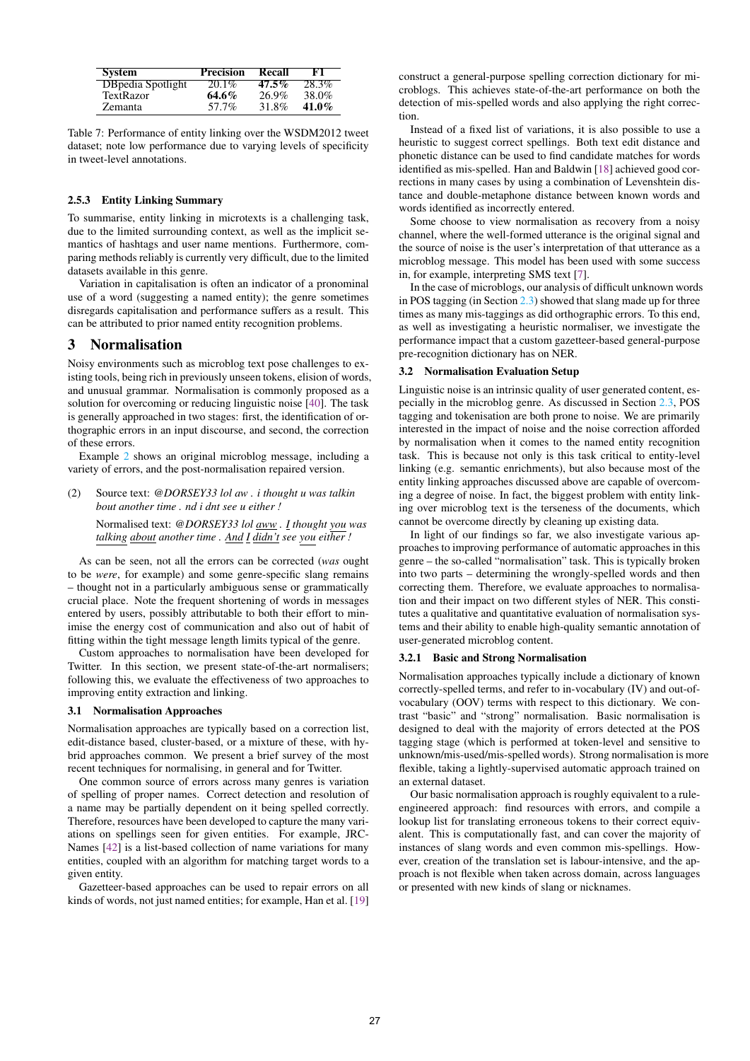| System | Precision | Recall | F1 |
|---|---|---|---|
| DBpedia Spotlight | 20.1% | **47.5%** | 28.3% |
| TextRazor | **64.6%** | 26.9% | 38.0% |
| Zemanta | 57.7% | 31.8% | **41.0%** |

Table 7: Performance of entity linking over the WSDM2012 tweet dataset; note low performance due to varying levels of specificity in tweet-level annotations.

#### 2.5.3 Entity Linking Summary

To summarise, entity linking in microtexts is a challenging task, due to the limited surrounding context, as well as the implicit semantics of hashtags and user name mentions. Furthermore, comparing methods reliably is currently very difficult, due to the limited datasets available in this genre.

Variation in capitalisation is often an indicator of a pronominal use of a word (suggesting a named entity); the genre sometimes disregards capitalisation and performance suffers as a result. This can be attributed to prior named entity recognition problems.

## 3 Normalisation

Noisy environments such as microblog text pose challenges to existing tools, being rich in previously unseen tokens, elision of words, and unusual grammar. Normalisation is commonly proposed as a solution for overcoming or reducing linguistic noise [40]. The task is generally approached in two stages: first, the identification of orthographic errors in an input discourse, and second, the correction of these errors.

Example 2 shows an original microblog message, including a variety of errors, and the post-normalisation repaired version.

(2) Source text: *@DORSEY33 lol aw . i thought u was talkin bout another time . nd i dnt see u either !*

Normalised text: *@DORSEY33 lol <u>aww</u> . <u>I</u> thought <u>you</u> was <u>talking</u> <u>about</u> another time . <u>And</u> <u>I</u> <u>didn't</u> see <u>you</u> either !*

As can be seen, not all the errors can be corrected (*was* ought to be *were*, for example) and some genre-specific slang remains – thought not in a particularly ambiguous sense or grammatically crucial place. Note the frequent shortening of words in messages entered by users, possibly attributable to both their effort to minimise the energy cost of communication and also out of habit of fitting within the tight message length limits typical of the genre.

Custom approaches to normalisation have been developed for Twitter. In this section, we present state-of-the-art normalisers; following this, we evaluate the effectiveness of two approaches to improving entity extraction and linking.

### 3.1 Normalisation Approaches

Normalisation approaches are typically based on a correction list, edit-distance based, cluster-based, or a mixture of these, with hybrid approaches common. We present a brief survey of the most recent techniques for normalising, in general and for Twitter.

One common source of errors across many genres is variation of spelling of proper names. Correct detection and resolution of a name may be partially dependent on it being spelled correctly. Therefore, resources have been developed to capture the many variations on spellings seen for given entities. For example, JRC-Names [42] is a list-based collection of name variations for many entities, coupled with an algorithm for matching target words to a given entity.

Gazetteer-based approaches can be used to repair errors on all kinds of words, not just named entities; for example, Han et al. [19] construct a general-purpose spelling correction dictionary for microblogs. This achieves state-of-the-art performance on both the detection of mis-spelled words and also applying the right correction.

Instead of a fixed list of variations, it is also possible to use a heuristic to suggest correct spellings. Both text edit distance and phonetic distance can be used to find candidate matches for words identified as mis-spelled. Han and Baldwin [18] achieved good corrections in many cases by using a combination of Levenshtein distance and double-metaphone distance between known words and words identified as incorrectly entered.

Some choose to view normalisation as recovery from a noisy channel, where the well-formed utterance is the original signal and the source of noise is the user's interpretation of that utterance as a microblog message. This model has been used with some success in, for example, interpreting SMS text [7].

In the case of microblogs, our analysis of difficult unknown words in POS tagging (in Section 2.3) showed that slang made up for three times as many mis-taggings as did orthographic errors. To this end, as well as investigating a heuristic normaliser, we investigate the performance impact that a custom gazetteer-based general-purpose pre-recognition dictionary has on NER.

### 3.2 Normalisation Evaluation Setup

Linguistic noise is an intrinsic quality of user generated content, especially in the microblog genre. As discussed in Section 2.3, POS tagging and tokenisation are both prone to noise. We are primarily interested in the impact of noise and the noise correction afforded by normalisation when it comes to the named entity recognition task. This is because not only is this task critical to entity-level linking (e.g. semantic enrichments), but also because most of the entity linking approaches discussed above are capable of overcoming a degree of noise. In fact, the biggest problem with entity linking over microblog text is the terseness of the documents, which cannot be overcome directly by cleaning up existing data.

In light of our findings so far, we also investigate various approaches to improving performance of automatic approaches in this genre – the so-called "normalisation" task. This is typically broken into two parts – determining the wrongly-spelled words and then correcting them. Therefore, we evaluate approaches to normalisation and their impact on two different styles of NER. This constitutes a qualitative and quantitative evaluation of normalisation systems and their ability to enable high-quality semantic annotation of user-generated microblog content.

#### 3.2.1 Basic and Strong Normalisation

Normalisation approaches typically include a dictionary of known correctly-spelled terms, and refer to in-vocabulary (IV) and out-of-vocabulary (OOV) terms with respect to this dictionary. We contrast "basic" and "strong" normalisation. Basic normalisation is designed to deal with the majority of errors detected at the POS tagging stage (which is performed at token-level and sensitive to unknown/mis-used/mis-spelled words). Strong normalisation is more flexible, taking a lightly-supervised automatic approach trained on an external dataset.

Our basic normalisation approach is roughly equivalent to a rule-engineered approach: find resources with errors, and compile a lookup list for translating erroneous tokens to their correct equivalent. This is computationally fast, and can cover the majority of instances of slang words and even common mis-spellings. However, creation of the translation set is labour-intensive, and the approach is not flexible when taken across domain, across languages or presented with new kinds of slang or nicknames.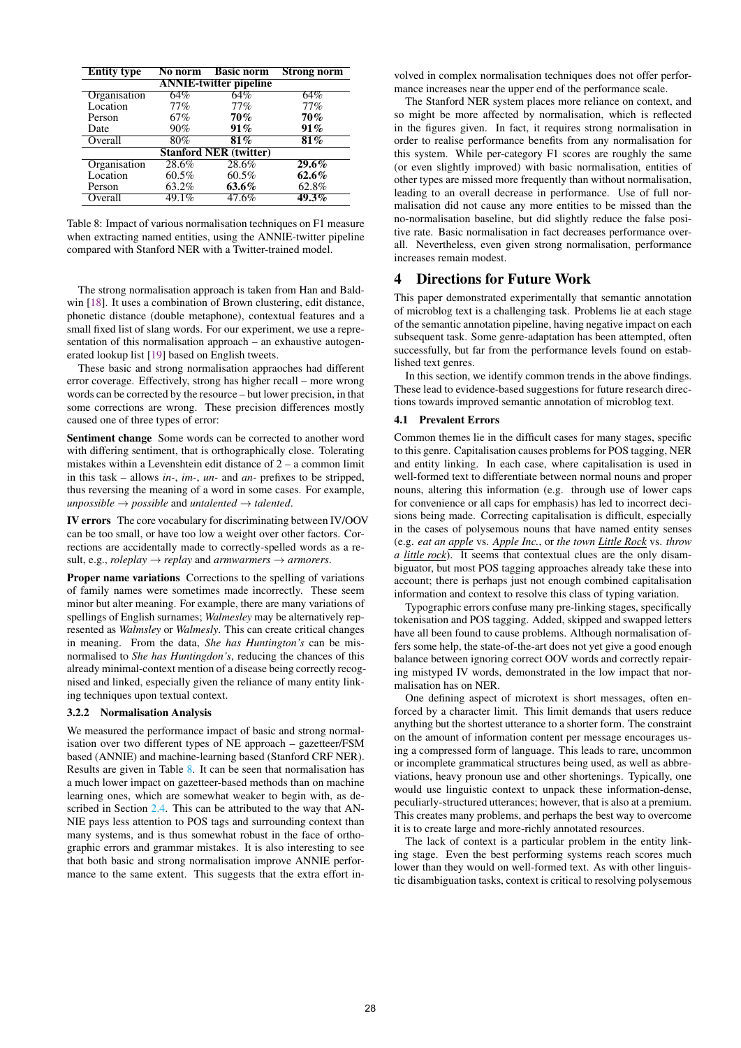| Entity type | No norm | Basic norm | Strong norm |
|---|---|---|---|
| **ANNIE-twitter pipeline** | | | |
| Organisation | 64% | 64% | 64% |
| Location | 77% | 77% | 77% |
| Person | 67% | **70%** | **70%** |
| Date | 90% | **91%** | **91%** |
| Overall | 80% | **81%** | **81%** |
| **Stanford NER (twitter)** | | | |
| Organisation | 28.6% | 28.6% | **29.6%** |
| Location | 60.5% | 60.5% | **62.6%** |
| Person | 63.2% | **63.6%** | 62.8% |
| Overall | 49.1% | 47.6% | **49.3%** |

Table 8: Impact of various normalisation techniques on F1 measure when extracting named entities, using the ANNIE-twitter pipeline compared with Stanford NER with a Twitter-trained model.

The strong normalisation approach is taken from Han and Baldwin [18]. It uses a combination of Brown clustering, edit distance, phonetic distance (double metaphone), contextual features and a small fixed list of slang words. For our experiment, we use a representation of this normalisation approach – an exhaustive autogenerated lookup list [19] based on English tweets.

These basic and strong normalisation appraoches had different error coverage. Effectively, strong has higher recall – more wrong words can be corrected by the resource – but lower precision, in that some corrections are wrong. These precision differences mostly caused one of three types of error:

**Sentiment change** Some words can be corrected to another word with differing sentiment, that is orthographically close. Tolerating mistakes within a Levenshtein edit distance of 2 – a common limit in this task – allows *in-*, *im-*, *un-* and *an-* prefixes to be stripped, thus reversing the meaning of a word in some cases. For example, *unpossible* → *possible* and *untalented* → *talented*.

**IV errors** The core vocabulary for discriminating between IV/OOV can be too small, or have too low a weight over other factors. Corrections are accidentally made to correctly-spelled words as a result, e.g., *roleplay* → *replay* and *armwarmers* → *armorers*.

**Proper name variations** Corrections to the spelling of variations of family names were sometimes made incorrectly. These seem minor but alter meaning. For example, there are many variations of spellings of English surnames; *Walmesley* may be alternatively represented as *Walmsley* or *Walmesly*. This can create critical changes in meaning. From the data, *She has Huntington's* can be misnormalised to *She has Huntingdon's*, reducing the chances of this already minimal-context mention of a disease being correctly recognised and linked, especially given the reliance of many entity linking techniques upon textual context.

#### 3.2.2 Normalisation Analysis

We measured the performance impact of basic and strong normalisation over two different types of NE approach – gazetteer/FSM based (ANNIE) and machine-learning based (Stanford CRF NER). Results are given in Table 8. It can be seen that normalisation has a much lower impact on gazetteer-based methods than on machine learning ones, which are somewhat weaker to begin with, as described in Section 2.4. This can be attributed to the way that ANNIE pays less attention to POS tags and surrounding context than many systems, and is thus somewhat robust in the face of orthographic errors and grammar mistakes. It is also interesting to see that both basic and strong normalisation improve ANNIE performance to the same extent. This suggests that the extra effort involved in complex normalisation techniques does not offer performance increases near the upper end of the performance scale.

The Stanford NER system places more reliance on context, and so might be more affected by normalisation, which is reflected in the figures given. In fact, it requires strong normalisation in order to realise performance benefits from any normalisation for this system. While per-category F1 scores are roughly the same (or even slightly improved) with basic normalisation, entities of other types are missed more frequently than without normalisation, leading to an overall decrease in performance. Use of full normalisation did not cause any more entities to be missed than the no-normalisation baseline, but did slightly reduce the false positive rate. Basic normalisation in fact decreases performance overall. Nevertheless, even given strong normalisation, performance increases remain modest.

## 4 Directions for Future Work

This paper demonstrated experimentally that semantic annotation of microblog text is a challenging task. Problems lie at each stage of the semantic annotation pipeline, having negative impact on each subsequent task. Some genre-adaptation has been attempted, often successfully, but far from the performance levels found on established text genres.

In this section, we identify common trends in the above findings. These lead to evidence-based suggestions for future research directions towards improved semantic annotation of microblog text.

### 4.1 Prevalent Errors

Common themes lie in the difficult cases for many stages, specific to this genre. Capitalisation causes problems for POS tagging, NER and entity linking. In each case, where capitalisation is used in well-formed text to differentiate between normal nouns and proper nouns, altering this information (e.g. through use of lower caps for convenience or all caps for emphasis) has led to incorrect decisions being made. Correcting capitalisation is difficult, especially in the cases of polysemous nouns that have named entity senses (e.g. *eat an apple* vs. *Apple Inc.*, or *the town Little Rock* vs. *throw a little rock*). It seems that contextual clues are the only disambiguator, but most POS tagging approaches already take these into account; there is perhaps just not enough combined capitalisation information and context to resolve this class of typing variation.

Typographic errors confuse many pre-linking stages, specifically tokenisation and POS tagging. Added, skipped and swapped letters have all been found to cause problems. Although normalisation offers some help, the state-of-the-art does not yet give a good enough balance between ignoring correct OOV words and correctly repairing mistyped IV words, demonstrated in the low impact that normalisation has on NER.

One defining aspect of microtext is short messages, often enforced by a character limit. This limit demands that users reduce anything but the shortest utterance to a shorter form. The constraint on the amount of information content per message encourages using a compressed form of language. This leads to rare, uncommon or incomplete grammatical structures being used, as well as abbreviations, heavy pronoun use and other shortenings. Typically, one would use linguistic context to unpack these information-dense, peculiarly-structured utterances; however, that is also at a premium. This creates many problems, and perhaps the best way to overcome it is to create large and more-richly annotated resources.

The lack of context is a particular problem in the entity linking stage. Even the best performing systems reach scores much lower than they would on well-formed text. As with other linguistic disambiguation tasks, context is critical to resolving polysemous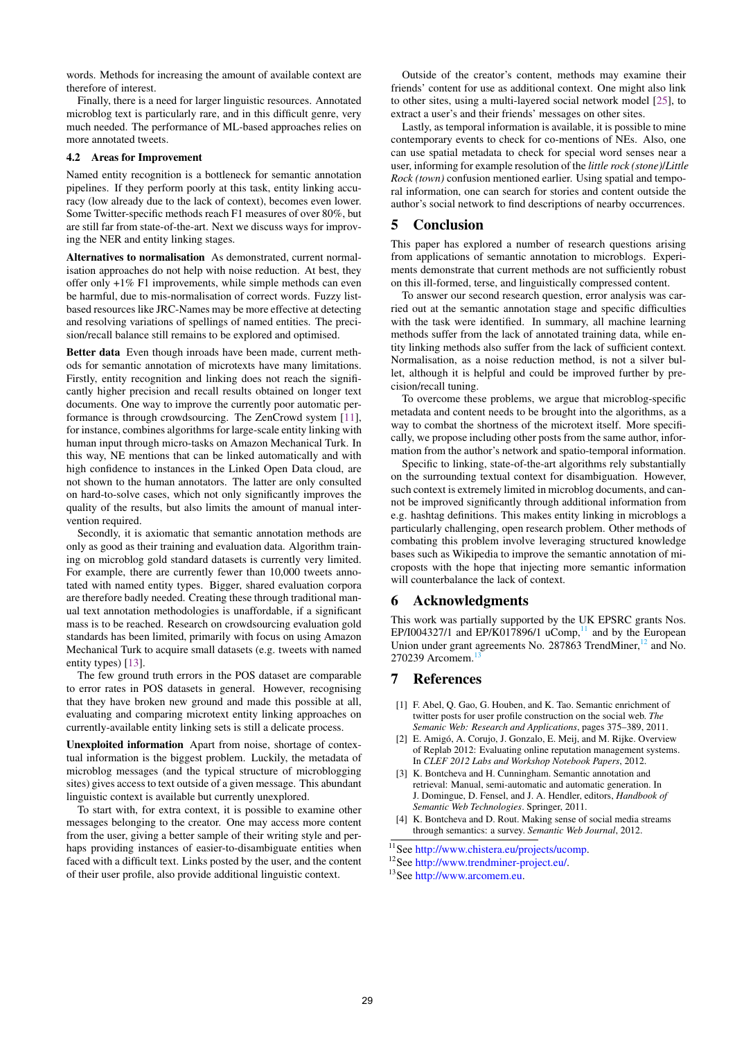words. Methods for increasing the amount of available context are therefore of interest.

Finally, there is a need for larger linguistic resources. Annotated microblog text is particularly rare, and in this difficult genre, very much needed. The performance of ML-based approaches relies on more annotated tweets.

### 4.2 Areas for Improvement

Named entity recognition is a bottleneck for semantic annotation pipelines. If they perform poorly at this task, entity linking accuracy (low already due to the lack of context), becomes even lower. Some Twitter-specific methods reach F1 measures of over 80%, but are still far from state-of-the-art. Next we discuss ways for improving the NER and entity linking stages.

**Alternatives to normalisation** As demonstrated, current normalisation approaches do not help with noise reduction. At best, they offer only +1% F1 improvements, while simple methods can even be harmful, due to mis-normalisation of correct words. Fuzzy list-based resources like JRC-Names may be more effective at detecting and resolving variations of spellings of named entities. The precision/recall balance still remains to be explored and optimised.

**Better data** Even though inroads have been made, current methods for semantic annotation of microtexts have many limitations. Firstly, entity recognition and linking does not reach the significantly higher precision and recall results obtained on longer text documents. One way to improve the currently poor automatic performance is through crowdsourcing. The ZenCrowd system [11], for instance, combines algorithms for large-scale entity linking with human input through micro-tasks on Amazon Mechanical Turk. In this way, NE mentions that can be linked automatically and with high confidence to instances in the Linked Open Data cloud, are not shown to the human annotators. The latter are only consulted on hard-to-solve cases, which not only significantly improves the quality of the results, but also limits the amount of manual intervention required.

Secondly, it is axiomatic that semantic annotation methods are only as good as their training and evaluation data. Algorithm training on microblog gold standard datasets is currently very limited. For example, there are currently fewer than 10,000 tweets annotated with named entity types. Bigger, shared evaluation corpora are therefore badly needed. Creating these through traditional manual text annotation methodologies is unaffordable, if a significant mass is to be reached. Research on crowdsourcing evaluation gold standards has been limited, primarily with focus on using Amazon Mechanical Turk to acquire small datasets (e.g. tweets with named entity types) [13].

The few ground truth errors in the POS dataset are comparable to error rates in POS datasets in general. However, recognising that they have broken new ground and made this possible at all, evaluating and comparing microtext entity linking approaches on currently-available entity linking sets is still a delicate process.

**Unexploited information** Apart from noise, shortage of contextual information is the biggest problem. Luckily, the metadata of microblog messages (and the typical structure of microblogging sites) gives access to text outside of a given message. This abundant linguistic context is available but currently unexplored.

To start with, for extra context, it is possible to examine other messages belonging to the creator. One may access more content from the user, giving a better sample of their writing style and perhaps providing instances of easier-to-disambiguate entities when faced with a difficult text. Links posted by the user, and the content of their user profile, also provide additional linguistic context.

Outside of the creator's content, methods may examine their friends' content for use as additional context. One might also link to other sites, using a multi-layered social network model [25], to extract a user's and their friends' messages on other sites.

Lastly, as temporal information is available, it is possible to mine contemporary events to check for co-mentions of NEs. Also, one can use spatial metadata to check for special word senses near a user, informing for example resolution of the *little rock (stone)*/*Little Rock (town)* confusion mentioned earlier. Using spatial and temporal information, one can search for stories and content outside the author's social network to find descriptions of nearby occurrences.

## 5 Conclusion

This paper has explored a number of research questions arising from applications of semantic annotation to microblogs. Experiments demonstrate that current methods are not sufficiently robust on this ill-formed, terse, and linguistically compressed content.

To answer our second research question, error analysis was carried out at the semantic annotation stage and specific difficulties with the task were identified. In summary, all machine learning methods suffer from the lack of annotated training data, while entity linking methods also suffer from the lack of sufficient context. Normalisation, as a noise reduction method, is not a silver bullet, although it is helpful and could be improved further by precision/recall tuning.

To overcome these problems, we argue that microblog-specific metadata and content needs to be brought into the algorithms, as a way to combat the shortness of the microtext itself. More specifically, we propose including other posts from the same author, information from the author's network and spatio-temporal information.

Specific to linking, state-of-the-art algorithms rely substantially on the surrounding textual context for disambiguation. However, such context is extremely limited in microblog documents, and cannot be improved significantly through additional information from e.g. hashtag definitions. This makes entity linking in microblogs a particularly challenging, open research problem. Other methods of combating this problem involve leveraging structured knowledge bases such as Wikipedia to improve the semantic annotation of microposts with the hope that injecting more semantic information will counterbalance the lack of context.

## 6 Acknowledgments

This work was partially supported by the UK EPSRC grants Nos. EP/I004327/1 and EP/K017896/1 uComp,[11] and by the European Union under grant agreements No. 287863 TrendMiner,[12] and No. 270239 Arcomem.[13]

## 7 References

[1] F. Abel, Q. Gao, G. Houben, and K. Tao. Semantic enrichment of twitter posts for user profile construction on the social web. *The Semantic Web: Research and Applications*, pages 375–389, 2011.

[2] E. Amigó, A. Corujo, J. Gonzalo, E. Meij, and M. Rijke. Overview of Replab 2012: Evaluating online reputation management systems. In *CLEF 2012 Labs and Workshop Notebook Papers*, 2012.

[3] K. Bontcheva and H. Cunningham. Semantic annotation and retrieval: Manual, semi-automatic and automatic generation. In J. Domingue, D. Fensel, and J. A. Hendler, editors, *Handbook of Semantic Web Technologies*. Springer, 2011.

[4] K. Bontcheva and D. Rout. Making sense of social media streams through semantics: a survey. *Semantic Web Journal*, 2012.

[11] See http://www.chistera.eu/projects/ucomp.

[12] See http://www.trendminer-project.eu/.

[13] See http://www.arcomem.eu.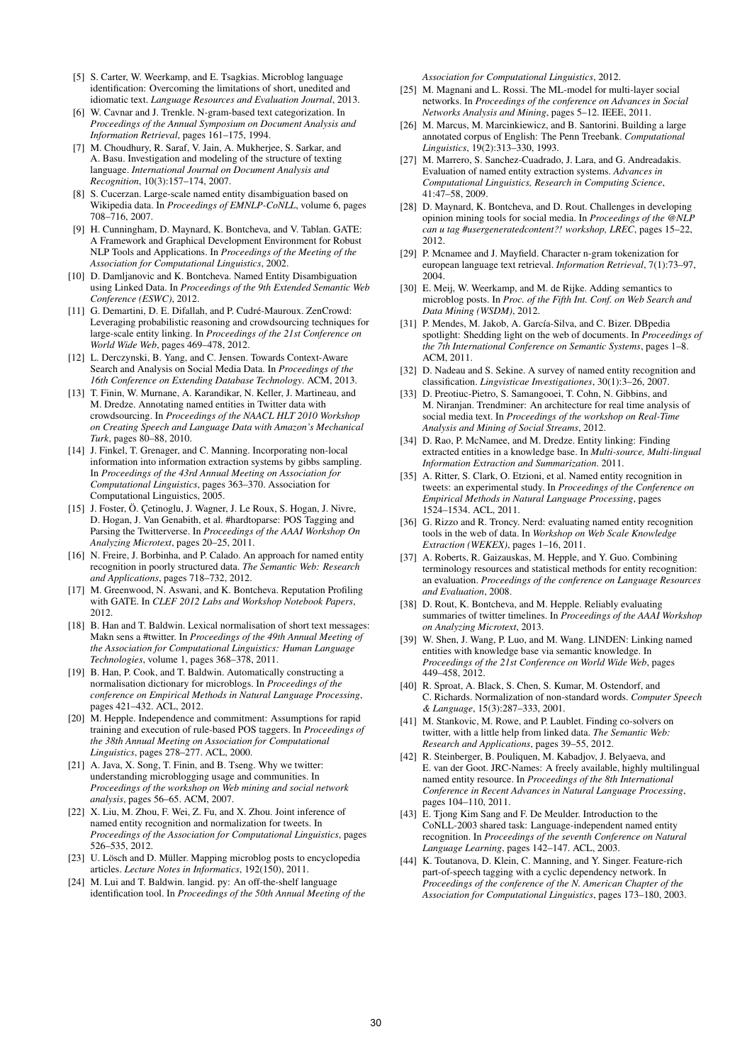[5] S. Carter, W. Weerkamp, and E. Tsagkias. Microblog language identification: Overcoming the limitations of short, unedited and idiomatic text. *Language Resources and Evaluation Journal*, 2013.

[6] W. Cavnar and J. Trenkle. N-gram-based text categorization. In *Proceedings of the Annual Symposium on Document Analysis and Information Retrieval*, pages 161–175, 1994.

[7] M. Choudhury, R. Saraf, V. Jain, A. Mukherjee, S. Sarkar, and A. Basu. Investigation and modeling of the structure of texting language. *International Journal on Document Analysis and Recognition*, 10(3):157–174, 2007.

[8] S. Cucerzan. Large-scale named entity disambiguation based on Wikipedia data. In *Proceedings of EMNLP-CoNLL*, volume 6, pages 708–716, 2007.

[9] H. Cunningham, D. Maynard, K. Bontcheva, and V. Tablan. GATE: A Framework and Graphical Development Environment for Robust NLP Tools and Applications. In *Proceedings of the Meeting of the Association for Computational Linguistics*, 2002.

[10] D. Damljanovic and K. Bontcheva. Named Entity Disambiguation using Linked Data. In *Proceedings of the 9th Extended Semantic Web Conference (ESWC)*, 2012.

[11] G. Demartini, D. E. Difallah, and P. Cudré-Mauroux. ZenCrowd: Leveraging probabilistic reasoning and crowdsourcing techniques for large-scale entity linking. In *Proceedings of the 21st Conference on World Wide Web*, pages 469–478, 2012.

[12] L. Derczynski, B. Yang, and C. Jensen. Towards Context-Aware Search and Analysis on Social Media Data. In *Proceedings of the 16th Conference on Extending Database Technology*. ACM, 2013.

[13] T. Finin, W. Murnane, A. Karandikar, N. Keller, J. Martineau, and M. Dredze. Annotating named entities in Twitter data with crowdsourcing. In *Proceedings of the NAACL HLT 2010 Workshop on Creating Speech and Language Data with Amazon's Mechanical Turk*, pages 80–88, 2010.

[14] J. Finkel, T. Grenager, and C. Manning. Incorporating non-local information into information extraction systems by gibbs sampling. In *Proceedings of the 43rd Annual Meeting on Association for Computational Linguistics*, pages 363–370. Association for Computational Linguistics, 2005.

[15] J. Foster, Ö. Çetinoglu, J. Wagner, J. Le Roux, S. Hogan, J. Nivre, D. Hogan, J. Van Genabith, et al. #hardtoparse: POS Tagging and Parsing the Twitterverse. In *Proceedings of the AAAI Workshop On Analyzing Microtext*, pages 20–25, 2011.

[16] N. Freire, J. Borbinha, and P. Calado. An approach for named entity recognition in poorly structured data. *The Semantic Web: Research and Applications*, pages 718–732, 2012.

[17] M. Greenwood, N. Aswani, and K. Bontcheva. Reputation Profiling with GATE. In *CLEF 2012 Labs and Workshop Notebook Papers*, 2012.

[18] B. Han and T. Baldwin. Lexical normalisation of short text messages: Makn sens a #twitter. In *Proceedings of the 49th Annual Meeting of the Association for Computational Linguistics: Human Language Technologies*, volume 1, pages 368–378, 2011.

[19] B. Han, P. Cook, and T. Baldwin. Automatically constructing a normalisation dictionary for microblogs. In *Proceedings of the conference on Empirical Methods in Natural Language Processing*, pages 421–432. ACL, 2012.

[20] M. Hepple. Independence and commitment: Assumptions for rapid training and execution of rule-based POS taggers. In *Proceedings of the 38th Annual Meeting on Association for Computational Linguistics*, pages 278–277. ACL, 2000.

[21] A. Java, X. Song, T. Finin, and B. Tseng. Why we twitter: understanding microblogging usage and communities. In *Proceedings of the workshop on Web mining and social network analysis*, pages 56–65. ACM, 2007.

[22] X. Liu, M. Zhou, F. Wei, Z. Fu, and X. Zhou. Joint inference of named entity recognition and normalization for tweets. In *Proceedings of the Association for Computational Linguistics*, pages 526–535, 2012.

[23] U. Lösch and D. Müller. Mapping microblog posts to encyclopedia articles. *Lecture Notes in Informatics*, 192(150), 2011.

[24] M. Lui and T. Baldwin. langid. py: An off-the-shelf language identification tool. In *Proceedings of the 50th Annual Meeting of the Association for Computational Linguistics*, 2012.

[25] M. Magnani and L. Rossi. The ML-model for multi-layer social networks. In *Proceedings of the conference on Advances in Social Networks Analysis and Mining*, pages 5–12. IEEE, 2011.

[26] M. Marcus, M. Marcinkiewicz, and B. Santorini. Building a large annotated corpus of English: The Penn Treebank. *Computational Linguistics*, 19(2):313–330, 1993.

[27] M. Marrero, S. Sanchez-Cuadrado, J. Lara, and G. Andreadakis. Evaluation of named entity extraction systems. *Advances in Computational Linguistics, Research in Computing Science*, 41:47–58, 2009.

[28] D. Maynard, K. Bontcheva, and D. Rout. Challenges in developing opinion mining tools for social media. In *Proceedings of the @NLP can u tag #usergeneratedcontent?! workshop, LREC*, pages 15–22, 2012.

[29] P. Mcnamee and J. Mayfield. Character n-gram tokenization for european language text retrieval. *Information Retrieval*, 7(1):73–97, 2004.

[30] E. Meij, W. Weerkamp, and M. de Rijke. Adding semantics to microblog posts. In *Proc. of the Fifth Int. Conf. on Web Search and Data Mining (WSDM)*, 2012.

[31] P. Mendes, M. Jakob, A. García-Silva, and C. Bizer. DBpedia spotlight: Shedding light on the web of documents. In *Proceedings of the 7th International Conference on Semantic Systems*, pages 1–8. ACM, 2011.

[32] D. Nadeau and S. Sekine. A survey of named entity recognition and classification. *Lingvisticae Investigationes*, 30(1):3–26, 2007.

[33] D. Preotiuc-Pietro, S. Samangooei, T. Cohn, N. Gibbins, and M. Niranjan. Trendminer: An architecture for real time analysis of social media text. In *Proceedings of the workshop on Real-Time Analysis and Mining of Social Streams*, 2012.

[34] D. Rao, P. McNamee, and M. Dredze. Entity linking: Finding extracted entities in a knowledge base. In *Multi-source, Multi-lingual Information Extraction and Summarization*. 2011.

[35] A. Ritter, S. Clark, O. Etzioni, et al. Named entity recognition in tweets: an experimental study. In *Proceedings of the Conference on Empirical Methods in Natural Language Processing*, pages 1524–1534. ACL, 2011.

[36] G. Rizzo and R. Troncy. Nerd: evaluating named entity recognition tools in the web of data. In *Workshop on Web Scale Knowledge Extraction (WEKEX)*, pages 1–16, 2011.

[37] A. Roberts, R. Gaizauskas, M. Hepple, and Y. Guo. Combining terminology resources and statistical methods for entity recognition: an evaluation. *Proceedings of the conference on Language Resources and Evaluation*, 2008.

[38] D. Rout, K. Bontcheva, and M. Hepple. Reliably evaluating summaries of twitter timelines. In *Proceedings of the AAAI Workshop on Analyzing Microtext*, 2013.

[39] W. Shen, J. Wang, P. Luo, and M. Wang. LINDEN: Linking named entities with knowledge base via semantic knowledge. In *Proceedings of the 21st Conference on World Wide Web*, pages 449–458, 2012.

[40] R. Sproat, A. Black, S. Chen, S. Kumar, M. Ostendorf, and C. Richards. Normalization of non-standard words. *Computer Speech & Language*, 15(3):287–333, 2001.

[41] M. Stankovic, M. Rowe, and P. Laublet. Finding co-solvers on twitter, with a little help from linked data. *The Semantic Web: Research and Applications*, pages 39–55, 2012.

[42] R. Steinberger, B. Pouliquen, M. Kabadjov, J. Belyaeva, and E. van der Goot. JRC-Names: A freely available, highly multilingual named entity resource. In *Proceedings of the 8th International Conference in Recent Advances in Natural Language Processing*, pages 104–110, 2011.

[43] E. Tjong Kim Sang and F. De Meulder. Introduction to the CoNLL-2003 shared task: Language-independent named entity recognition. In *Proceedings of the seventh Conference on Natural Language Learning*, pages 142–147. ACL, 2003.

[44] K. Toutanova, D. Klein, C. Manning, and Y. Singer. Feature-rich part-of-speech tagging with a cyclic dependency network. In *Proceedings of the conference of the N. American Chapter of the Association for Computational Linguistics*, pages 173–180, 2003.